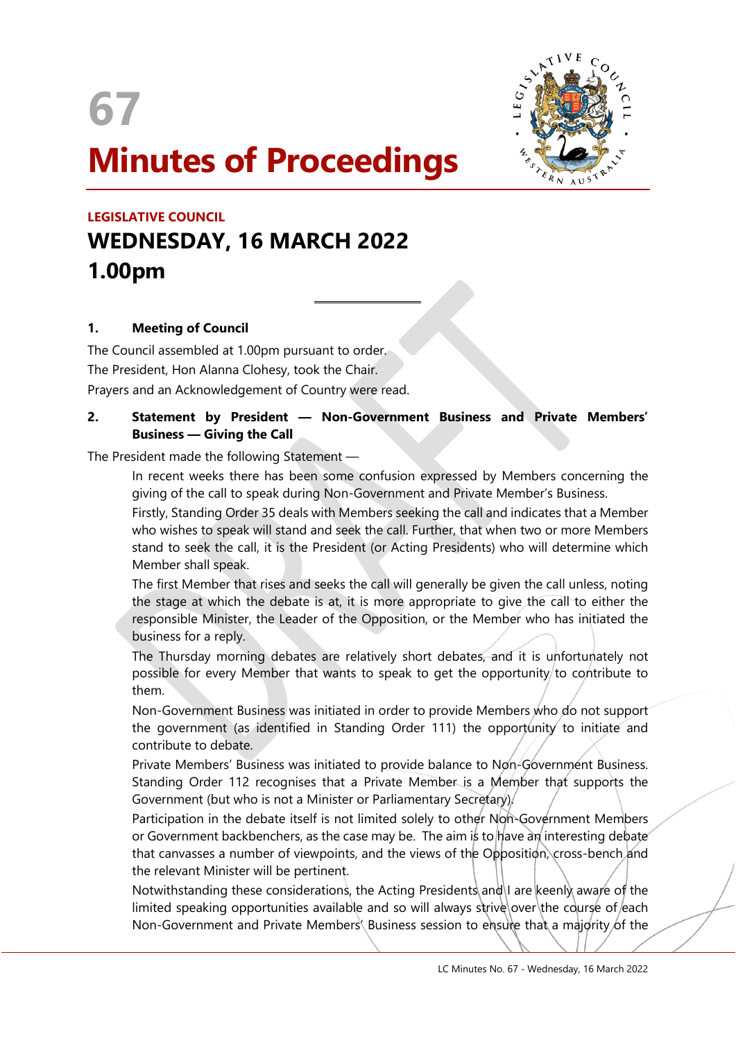# 67

# Minutes of Proceedings

**LEGISLATIVE COUNCIL**

## WEDNESDAY, 16 MARCH 2022
## 1.00pm

### 1. Meeting of Council

The Council assembled at 1.00pm pursuant to order.

The President, Hon Alanna Clohesy, took the Chair.

Prayers and an Acknowledgement of Country were read.

### 2. Statement by President — Non-Government Business and Private Members' Business — Giving the Call

The President made the following Statement —

> In recent weeks there has been some confusion expressed by Members concerning the giving of the call to speak during Non-Government and Private Member's Business.
>
> Firstly, Standing Order 35 deals with Members seeking the call and indicates that a Member who wishes to speak will stand and seek the call. Further, that when two or more Members stand to seek the call, it is the President (or Acting Presidents) who will determine which Member shall speak.
>
> The first Member that rises and seeks the call will generally be given the call unless, noting the stage at which the debate is at, it is more appropriate to give the call to either the responsible Minister, the Leader of the Opposition, or the Member who has initiated the business for a reply.
>
> The Thursday morning debates are relatively short debates, and it is unfortunately not possible for every Member that wants to speak to get the opportunity to contribute to them.
>
> Non-Government Business was initiated in order to provide Members who do not support the government (as identified in Standing Order 111) the opportunity to initiate and contribute to debate.
>
> Private Members' Business was initiated to provide balance to Non-Government Business. Standing Order 112 recognises that a Private Member is a Member that supports the Government (but who is not a Minister or Parliamentary Secretary).
>
> Participation in the debate itself is not limited solely to other Non-Government Members or Government backbenchers, as the case may be. The aim is to have an interesting debate that canvasses a number of viewpoints, and the views of the Opposition, cross-bench and the relevant Minister will be pertinent.
>
> Notwithstanding these considerations, the Acting Presidents and I are keenly aware of the limited speaking opportunities available and so will always strive over the course of each Non-Government and Private Members' Business session to ensure that a majority of the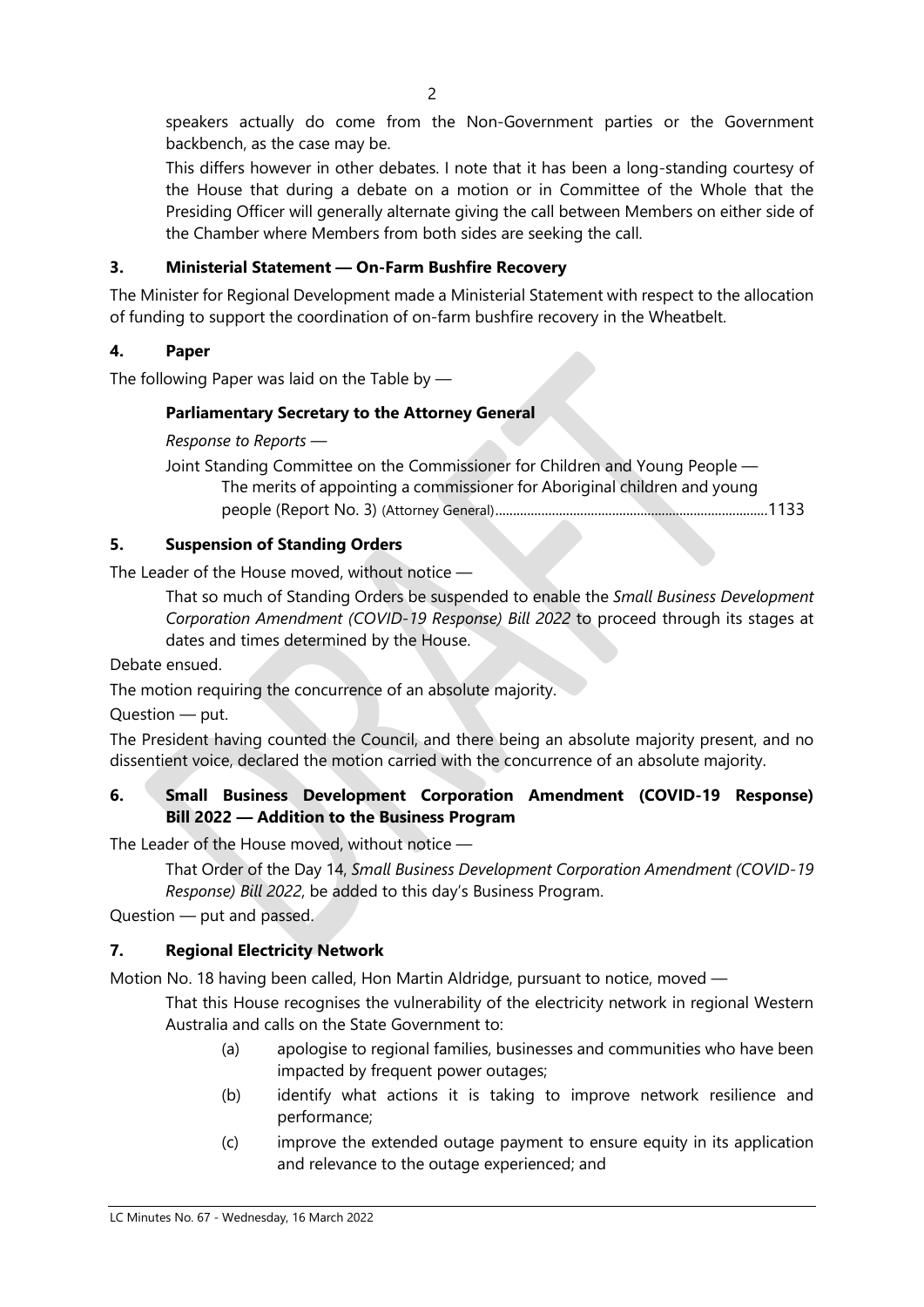speakers actually do come from the Non-Government parties or the Government backbench, as the case may be.

This differs however in other debates. I note that it has been a long-standing courtesy of the House that during a debate on a motion or in Committee of the Whole that the Presiding Officer will generally alternate giving the call between Members on either side of the Chamber where Members from both sides are seeking the call.

### 3. Ministerial Statement — On-Farm Bushfire Recovery

The Minister for Regional Development made a Ministerial Statement with respect to the allocation of funding to support the coordination of on-farm bushfire recovery in the Wheatbelt.

### 4. Paper

The following Paper was laid on the Table by —

**Parliamentary Secretary to the Attorney General**

*Response to Reports* —

Joint Standing Committee on the Commissioner for Children and Young People — The merits of appointing a commissioner for Aboriginal children and young people (Report No. 3) (Attorney General)............................................................................1133

### 5. Suspension of Standing Orders

The Leader of the House moved, without notice —

> That so much of Standing Orders be suspended to enable the *Small Business Development Corporation Amendment (COVID-19 Response) Bill 2022* to proceed through its stages at dates and times determined by the House.

Debate ensued.

The motion requiring the concurrence of an absolute majority.

Question — put.

The President having counted the Council, and there being an absolute majority present, and no dissentient voice, declared the motion carried with the concurrence of an absolute majority.

### 6. Small Business Development Corporation Amendment (COVID-19 Response) Bill 2022 — Addition to the Business Program

The Leader of the House moved, without notice —

> That Order of the Day 14, *Small Business Development Corporation Amendment (COVID-19 Response) Bill 2022*, be added to this day's Business Program.

Question — put and passed.

### 7. Regional Electricity Network

Motion No. 18 having been called, Hon Martin Aldridge, pursuant to notice, moved —

> That this House recognises the vulnerability of the electricity network in regional Western Australia and calls on the State Government to:
>
> (a) apologise to regional families, businesses and communities who have been impacted by frequent power outages;
>
> (b) identify what actions it is taking to improve network resilience and performance;
>
> (c) improve the extended outage payment to ensure equity in its application and relevance to the outage experienced; and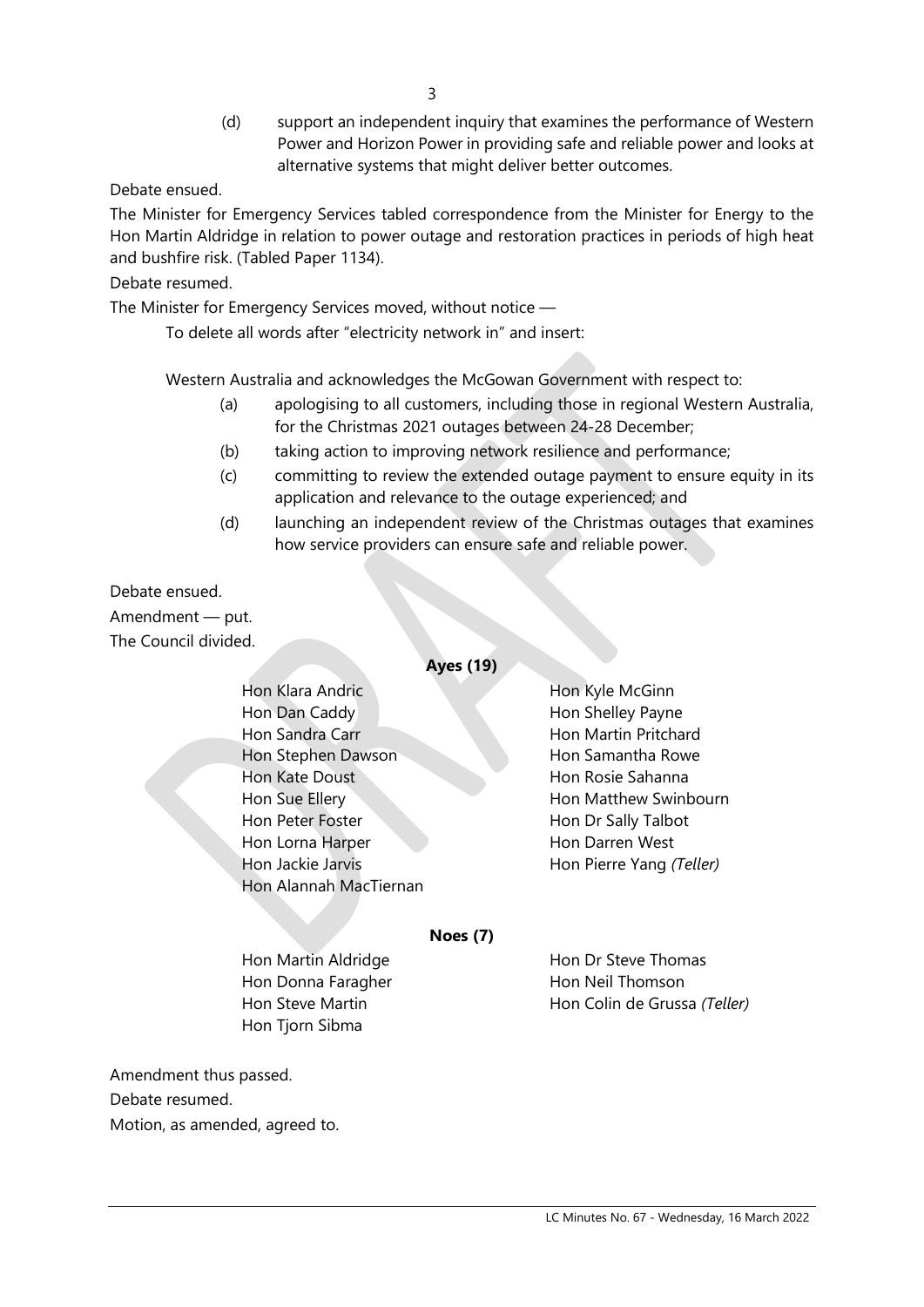(d) support an independent inquiry that examines the performance of Western Power and Horizon Power in providing safe and reliable power and looks at alternative systems that might deliver better outcomes.

Debate ensued.

The Minister for Emergency Services tabled correspondence from the Minister for Energy to the Hon Martin Aldridge in relation to power outage and restoration practices in periods of high heat and bushfire risk. (Tabled Paper 1134).

Debate resumed.

The Minister for Emergency Services moved, without notice —

> To delete all words after "electricity network in" and insert:
>
> Western Australia and acknowledges the McGowan Government with respect to:
>
> (a) apologising to all customers, including those in regional Western Australia, for the Christmas 2021 outages between 24-28 December;
>
> (b) taking action to improving network resilience and performance;
>
> (c) committing to review the extended outage payment to ensure equity in its application and relevance to the outage experienced; and
>
> (d) launching an independent review of the Christmas outages that examines how service providers can ensure safe and reliable power.

Debate ensued.

Amendment — put.

The Council divided.

**Ayes (19)**

Hon Klara Andric
Hon Dan Caddy
Hon Sandra Carr
Hon Stephen Dawson
Hon Kate Doust
Hon Sue Ellery
Hon Peter Foster
Hon Lorna Harper
Hon Jackie Jarvis
Hon Alannah MacTiernan
Hon Kyle McGinn
Hon Shelley Payne
Hon Martin Pritchard
Hon Samantha Rowe
Hon Rosie Sahanna
Hon Matthew Swinbourn
Hon Dr Sally Talbot
Hon Darren West
Hon Pierre Yang *(Teller)*

**Noes (7)**

Hon Martin Aldridge
Hon Donna Faragher
Hon Steve Martin
Hon Tjorn Sibma
Hon Dr Steve Thomas
Hon Neil Thomson
Hon Colin de Grussa *(Teller)*

Amendment thus passed.

Debate resumed.

Motion, as amended, agreed to.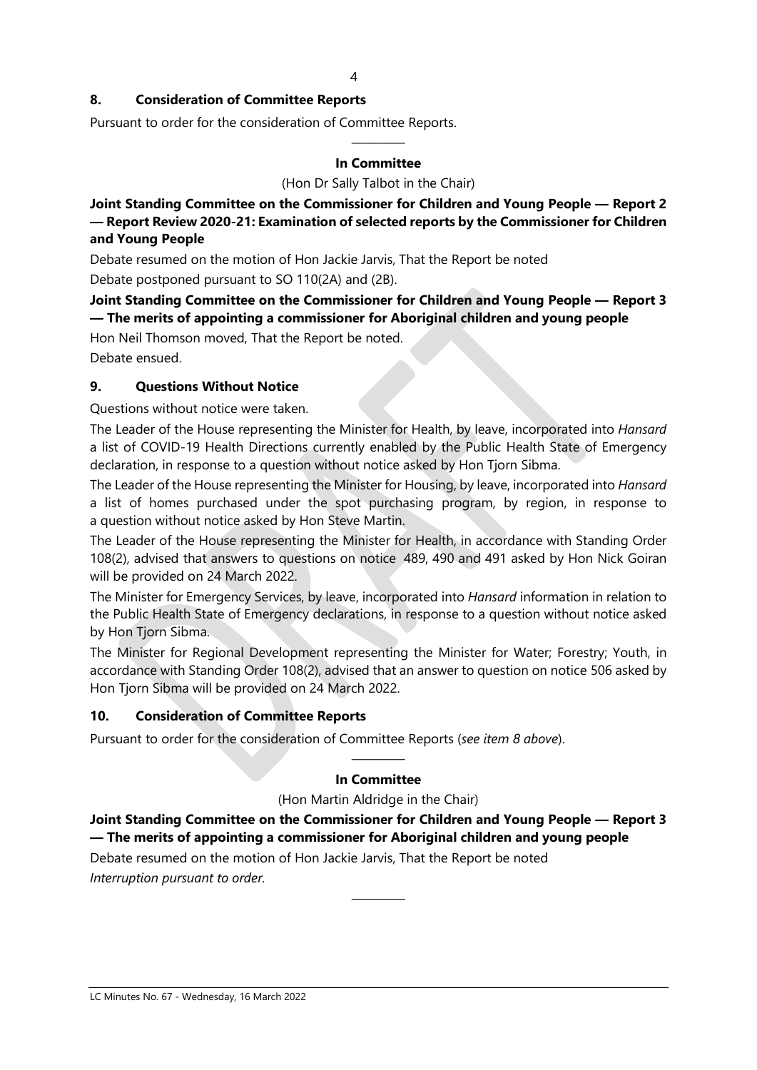## 8. Consideration of Committee Reports

Pursuant to order for the consideration of Committee Reports.

\_\_\_\_\_\_\_\_\_

**In Committee**

(Hon Dr Sally Talbot in the Chair)

**Joint Standing Committee on the Commissioner for Children and Young People — Report 2 — Report Review 2020-21: Examination of selected reports by the Commissioner for Children and Young People**

Debate resumed on the motion of Hon Jackie Jarvis, That the Report be noted

Debate postponed pursuant to SO 110(2A) and (2B).

**Joint Standing Committee on the Commissioner for Children and Young People — Report 3 — The merits of appointing a commissioner for Aboriginal children and young people**

Hon Neil Thomson moved, That the Report be noted.

Debate ensued.

## 9. Questions Without Notice

Questions without notice were taken.

The Leader of the House representing the Minister for Health, by leave, incorporated into *Hansard* a list of COVID-19 Health Directions currently enabled by the Public Health State of Emergency declaration, in response to a question without notice asked by Hon Tjorn Sibma.

The Leader of the House representing the Minister for Housing, by leave, incorporated into *Hansard* a list of homes purchased under the spot purchasing program, by region, in response to a question without notice asked by Hon Steve Martin.

The Leader of the House representing the Minister for Health, in accordance with Standing Order 108(2), advised that answers to questions on notice 489, 490 and 491 asked by Hon Nick Goiran will be provided on 24 March 2022.

The Minister for Emergency Services, by leave, incorporated into *Hansard* information in relation to the Public Health State of Emergency declarations, in response to a question without notice asked by Hon Tjorn Sibma.

The Minister for Regional Development representing the Minister for Water; Forestry; Youth, in accordance with Standing Order 108(2), advised that an answer to question on notice 506 asked by Hon Tjorn Sibma will be provided on 24 March 2022.

## 10. Consideration of Committee Reports

Pursuant to order for the consideration of Committee Reports (*see item 8 above*).

\_\_\_\_\_\_\_\_\_

**In Committee**

(Hon Martin Aldridge in the Chair)

**Joint Standing Committee on the Commissioner for Children and Young People — Report 3 — The merits of appointing a commissioner for Aboriginal children and young people**

Debate resumed on the motion of Hon Jackie Jarvis, That the Report be noted

*Interruption pursuant to order.*

\_\_\_\_\_\_\_\_\_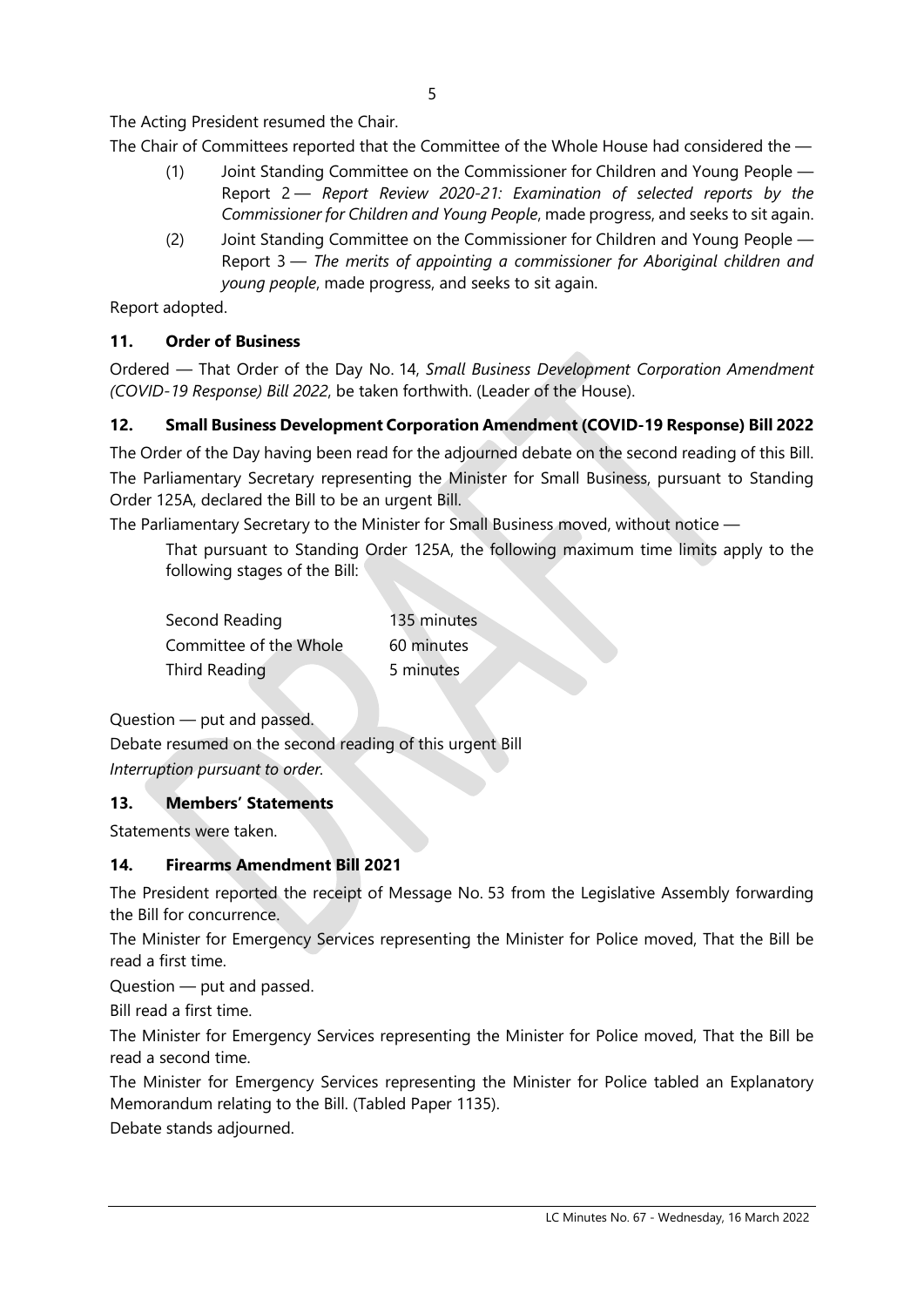The Acting President resumed the Chair.

The Chair of Committees reported that the Committee of the Whole House had considered the —

(1) Joint Standing Committee on the Commissioner for Children and Young People — Report 2 — *Report Review 2020-21: Examination of selected reports by the Commissioner for Children and Young People*, made progress, and seeks to sit again.

(2) Joint Standing Committee on the Commissioner for Children and Young People — Report 3 — *The merits of appointing a commissioner for Aboriginal children and young people*, made progress, and seeks to sit again.

Report adopted.

## 11. Order of Business

Ordered — That Order of the Day No. 14, *Small Business Development Corporation Amendment (COVID-19 Response) Bill 2022*, be taken forthwith. (Leader of the House).

## 12. Small Business Development Corporation Amendment (COVID-19 Response) Bill 2022

The Order of the Day having been read for the adjourned debate on the second reading of this Bill.

The Parliamentary Secretary representing the Minister for Small Business, pursuant to Standing Order 125A, declared the Bill to be an urgent Bill.

The Parliamentary Secretary to the Minister for Small Business moved, without notice —

> That pursuant to Standing Order 125A, the following maximum time limits apply to the following stages of the Bill:

| | |
|---|---|
| Second Reading | 135 minutes |
| Committee of the Whole | 60 minutes |
| Third Reading | 5 minutes |

Question — put and passed.

Debate resumed on the second reading of this urgent Bill

*Interruption pursuant to order.*

## 13. Members' Statements

Statements were taken.

## 14. Firearms Amendment Bill 2021

The President reported the receipt of Message No. 53 from the Legislative Assembly forwarding the Bill for concurrence.

The Minister for Emergency Services representing the Minister for Police moved, That the Bill be read a first time.

Question — put and passed.

Bill read a first time.

The Minister for Emergency Services representing the Minister for Police moved, That the Bill be read a second time.

The Minister for Emergency Services representing the Minister for Police tabled an Explanatory Memorandum relating to the Bill. (Tabled Paper 1135).

Debate stands adjourned.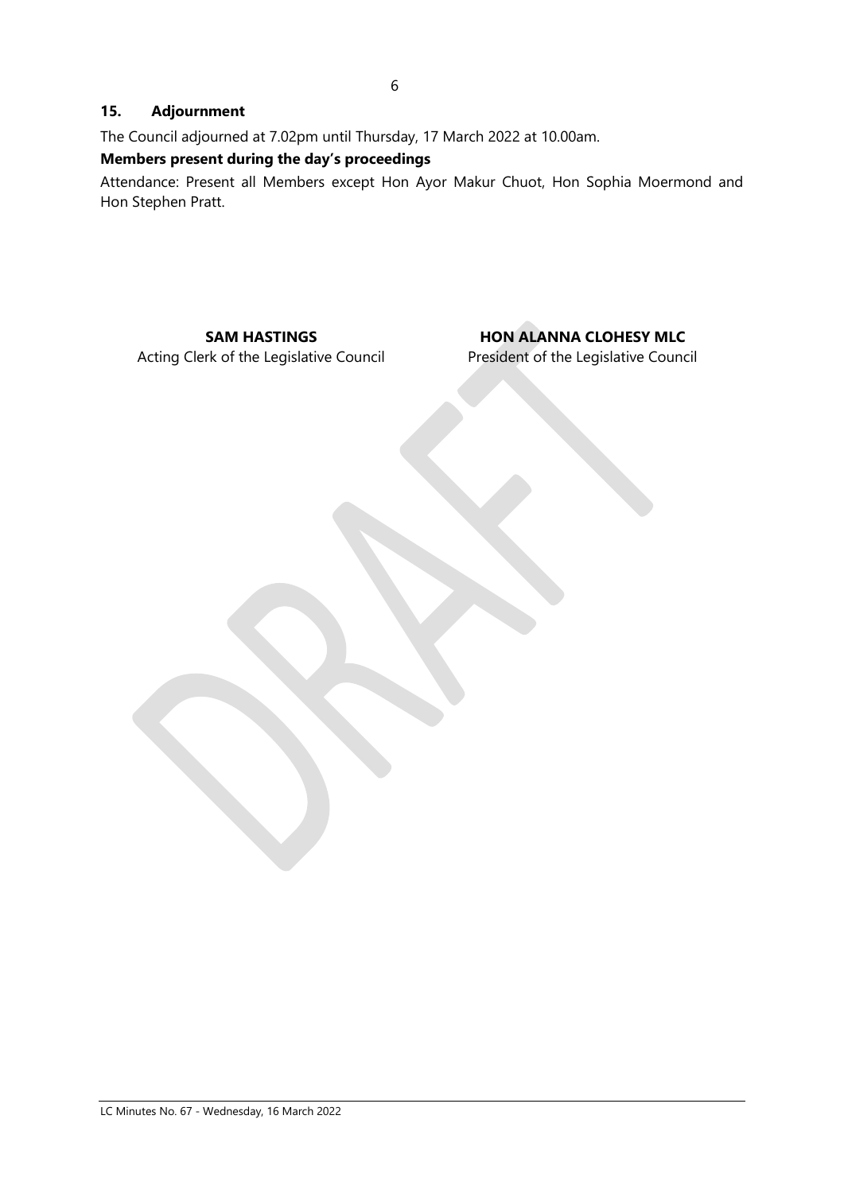## 15. Adjournment

The Council adjourned at 7.02pm until Thursday, 17 March 2022 at 10.00am.

### Members present during the day's proceedings

Attendance: Present all Members except Hon Ayor Makur Chuot, Hon Sophia Moermond and Hon Stephen Pratt.

| | |
|---|---|
| **SAM HASTINGS** | **HON ALANNA CLOHESY MLC** |
| Acting Clerk of the Legislative Council | President of the Legislative Council |

DRAFT